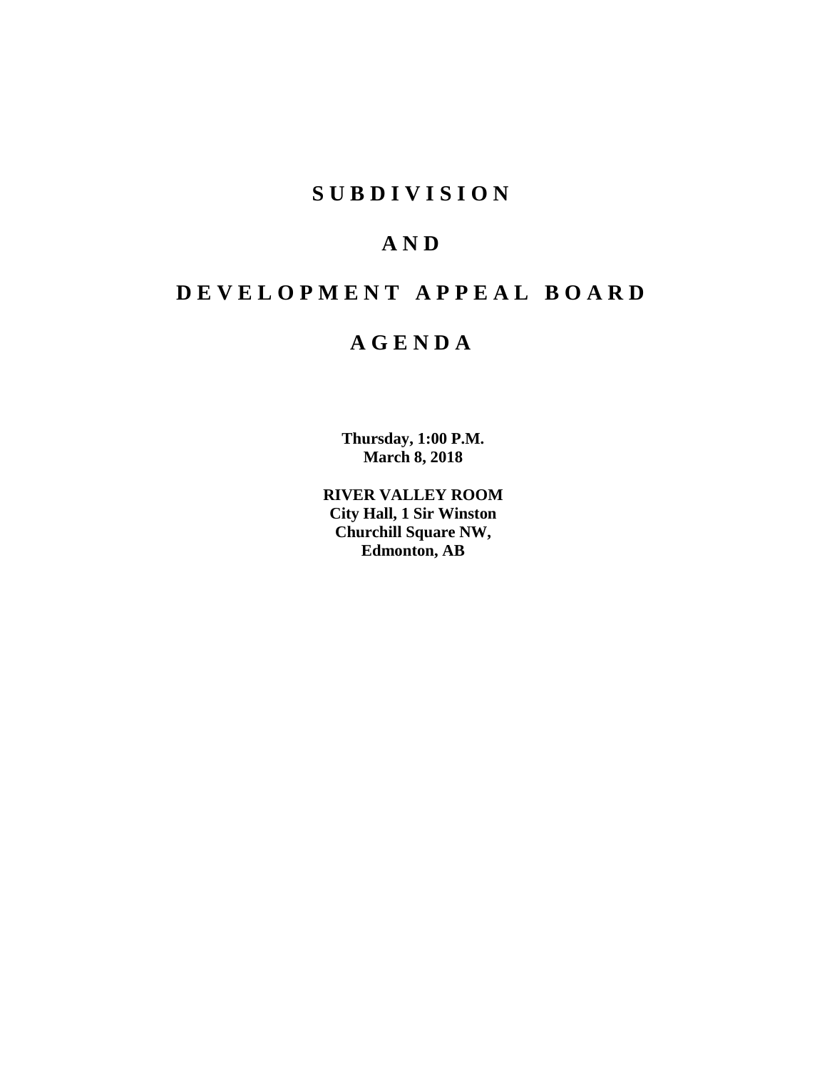# S U B D I V I S I O N

# A N D

# D E V E L O P M E N T   A P P E A L   B O A R D

# A G E N D A

**Thursday, 1:00 P.M.**
**March 8, 2018**

**RIVER VALLEY ROOM**
**City Hall, 1 Sir Winston**
**Churchill Square NW,**
**Edmonton, AB**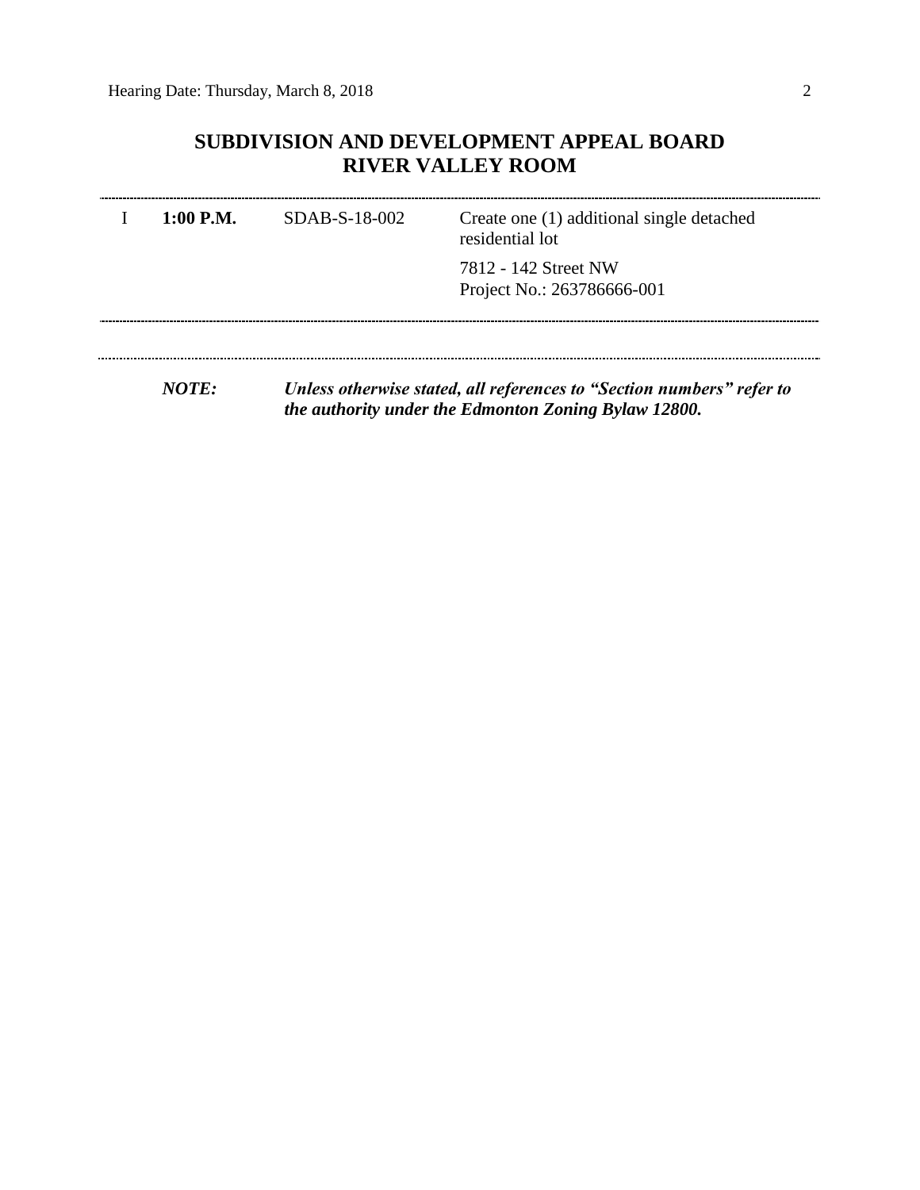# SUBDIVISION AND DEVELOPMENT APPEAL BOARD
## RIVER VALLEY ROOM

| | | | |
|---|---|---|---|
| I | **1:00 P.M.** | SDAB-S-18-002 | Create one (1) additional single detached residential lot<br><br>7812 - 142 Street NW<br>Project No.: 263786666-001 |

***NOTE:*** ***Unless otherwise stated, all references to "Section numbers" refer to the authority under the Edmonton Zoning Bylaw 12800.***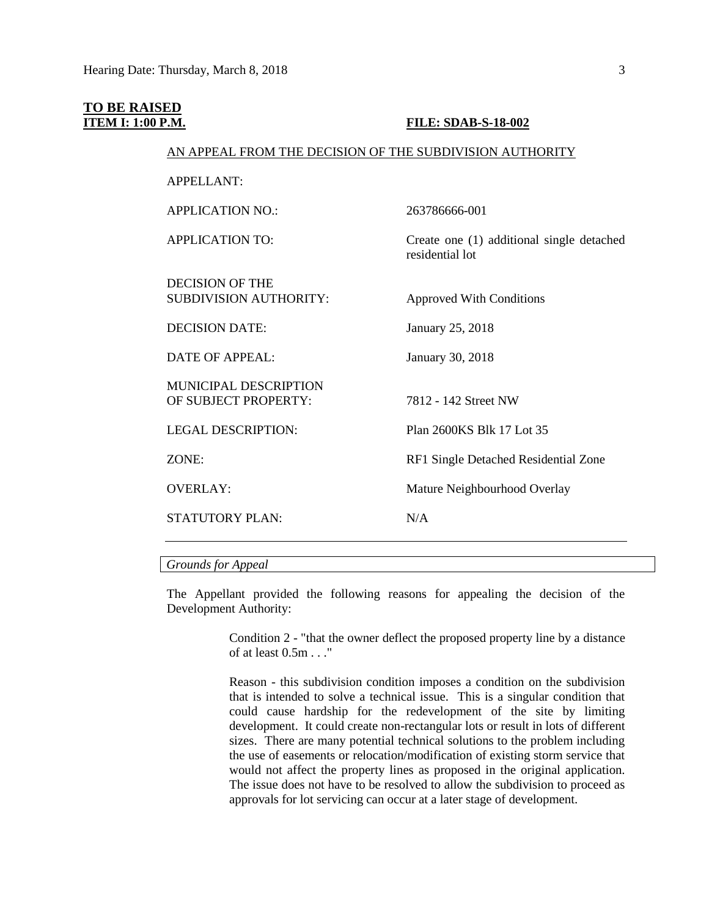**TO BE RAISED**

**ITEM I: 1:00 P.M.** **FILE: SDAB-S-18-002**

AN APPEAL FROM THE DECISION OF THE SUBDIVISION AUTHORITY

| | |
|---|---|
| APPELLANT: | |
| APPLICATION NO.: | 263786666-001 |
| APPLICATION TO: | Create one (1) additional single detached residential lot |
| DECISION OF THE SUBDIVISION AUTHORITY: | Approved With Conditions |
| DECISION DATE: | January 25, 2018 |
| DATE OF APPEAL: | January 30, 2018 |
| MUNICIPAL DESCRIPTION OF SUBJECT PROPERTY: | 7812 - 142 Street NW |
| LEGAL DESCRIPTION: | Plan 2600KS Blk 17 Lot 35 |
| ZONE: | RF1 Single Detached Residential Zone |
| OVERLAY: | Mature Neighbourhood Overlay |
| STATUTORY PLAN: | N/A |

*Grounds for Appeal*

The Appellant provided the following reasons for appealing the decision of the Development Authority:

> Condition 2 - "that the owner deflect the proposed property line by a distance of at least 0.5m . . ."
>
> Reason - this subdivision condition imposes a condition on the subdivision that is intended to solve a technical issue. This is a singular condition that could cause hardship for the redevelopment of the site by limiting development. It could create non-rectangular lots or result in lots of different sizes. There are many potential technical solutions to the problem including the use of easements or relocation/modification of existing storm service that would not affect the property lines as proposed in the original application. The issue does not have to be resolved to allow the subdivision to proceed as approvals for lot servicing can occur at a later stage of development.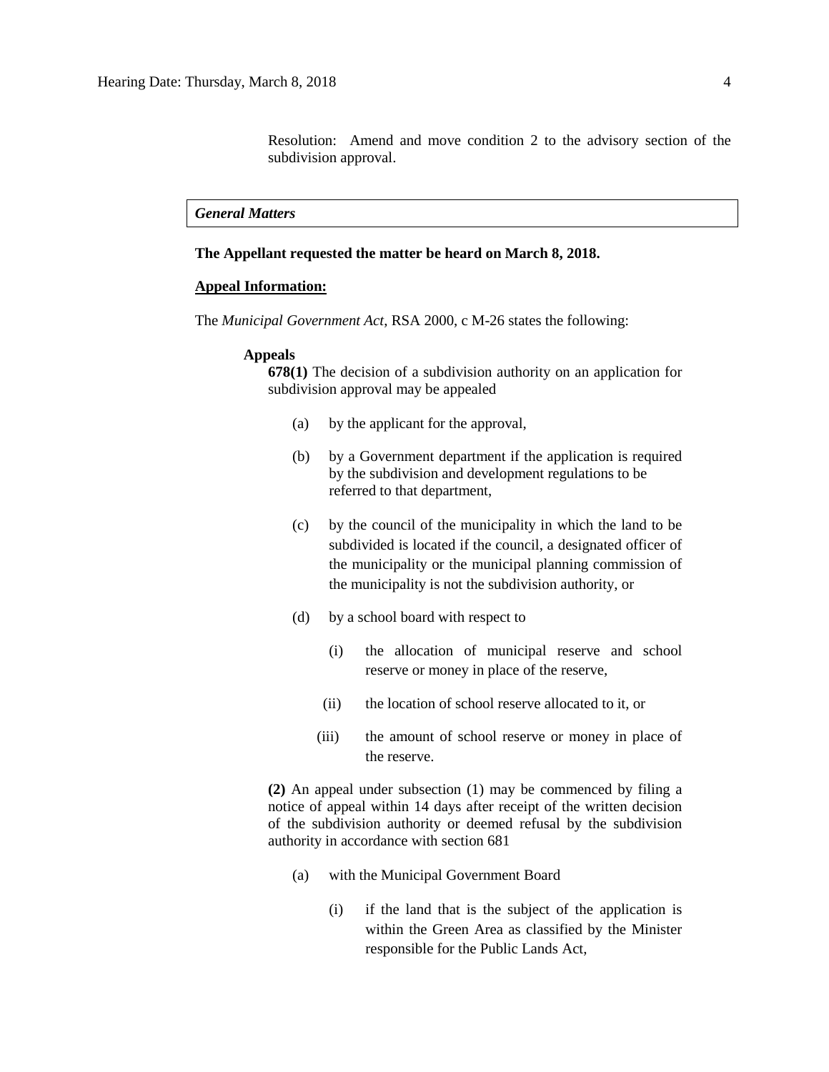Resolution: Amend and move condition 2 to the advisory section of the subdivision approval.

*General Matters*

**The Appellant requested the matter be heard on March 8, 2018.**

**Appeal Information:**

The *Municipal Government Act*, RSA 2000, c M-26 states the following:

**Appeals**

**678(1)** The decision of a subdivision authority on an application for subdivision approval may be appealed

(a) by the applicant for the approval,

(b) by a Government department if the application is required by the subdivision and development regulations to be referred to that department,

(c) by the council of the municipality in which the land to be subdivided is located if the council, a designated officer of the municipality or the municipal planning commission of the municipality is not the subdivision authority, or

(d) by a school board with respect to

(i) the allocation of municipal reserve and school reserve or money in place of the reserve,

(ii) the location of school reserve allocated to it, or

(iii) the amount of school reserve or money in place of the reserve.

**(2)** An appeal under subsection (1) may be commenced by filing a notice of appeal within 14 days after receipt of the written decision of the subdivision authority or deemed refusal by the subdivision authority in accordance with section 681

(a) with the Municipal Government Board

(i) if the land that is the subject of the application is within the Green Area as classified by the Minister responsible for the Public Lands Act,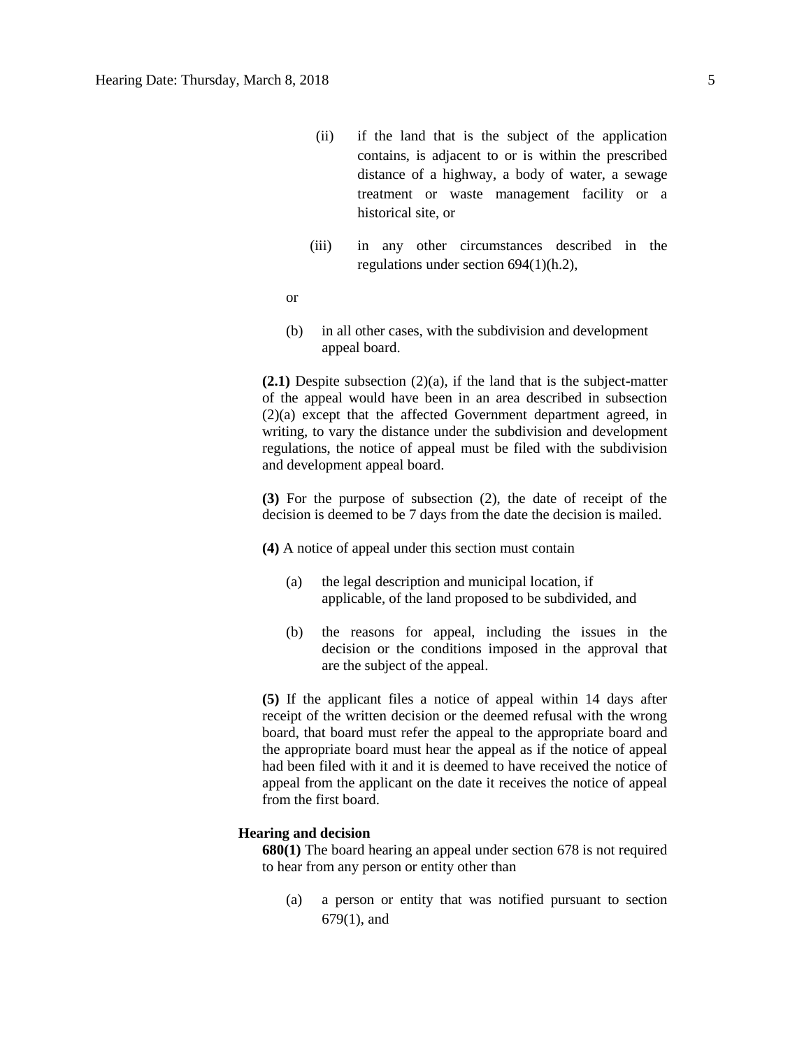(ii) if the land that is the subject of the application contains, is adjacent to or is within the prescribed distance of a highway, a body of water, a sewage treatment or waste management facility or a historical site, or

(iii) in any other circumstances described in the regulations under section 694(1)(h.2),

or

(b) in all other cases, with the subdivision and development appeal board.

**(2.1)** Despite subsection (2)(a), if the land that is the subject-matter of the appeal would have been in an area described in subsection (2)(a) except that the affected Government department agreed, in writing, to vary the distance under the subdivision and development regulations, the notice of appeal must be filed with the subdivision and development appeal board.

**(3)** For the purpose of subsection (2), the date of receipt of the decision is deemed to be 7 days from the date the decision is mailed.

**(4)** A notice of appeal under this section must contain

(a) the legal description and municipal location, if applicable, of the land proposed to be subdivided, and

(b) the reasons for appeal, including the issues in the decision or the conditions imposed in the approval that are the subject of the appeal.

**(5)** If the applicant files a notice of appeal within 14 days after receipt of the written decision or the deemed refusal with the wrong board, that board must refer the appeal to the appropriate board and the appropriate board must hear the appeal as if the notice of appeal had been filed with it and it is deemed to have received the notice of appeal from the applicant on the date it receives the notice of appeal from the first board.

**Hearing and decision**

**680(1)** The board hearing an appeal under section 678 is not required to hear from any person or entity other than

(a) a person or entity that was notified pursuant to section 679(1), and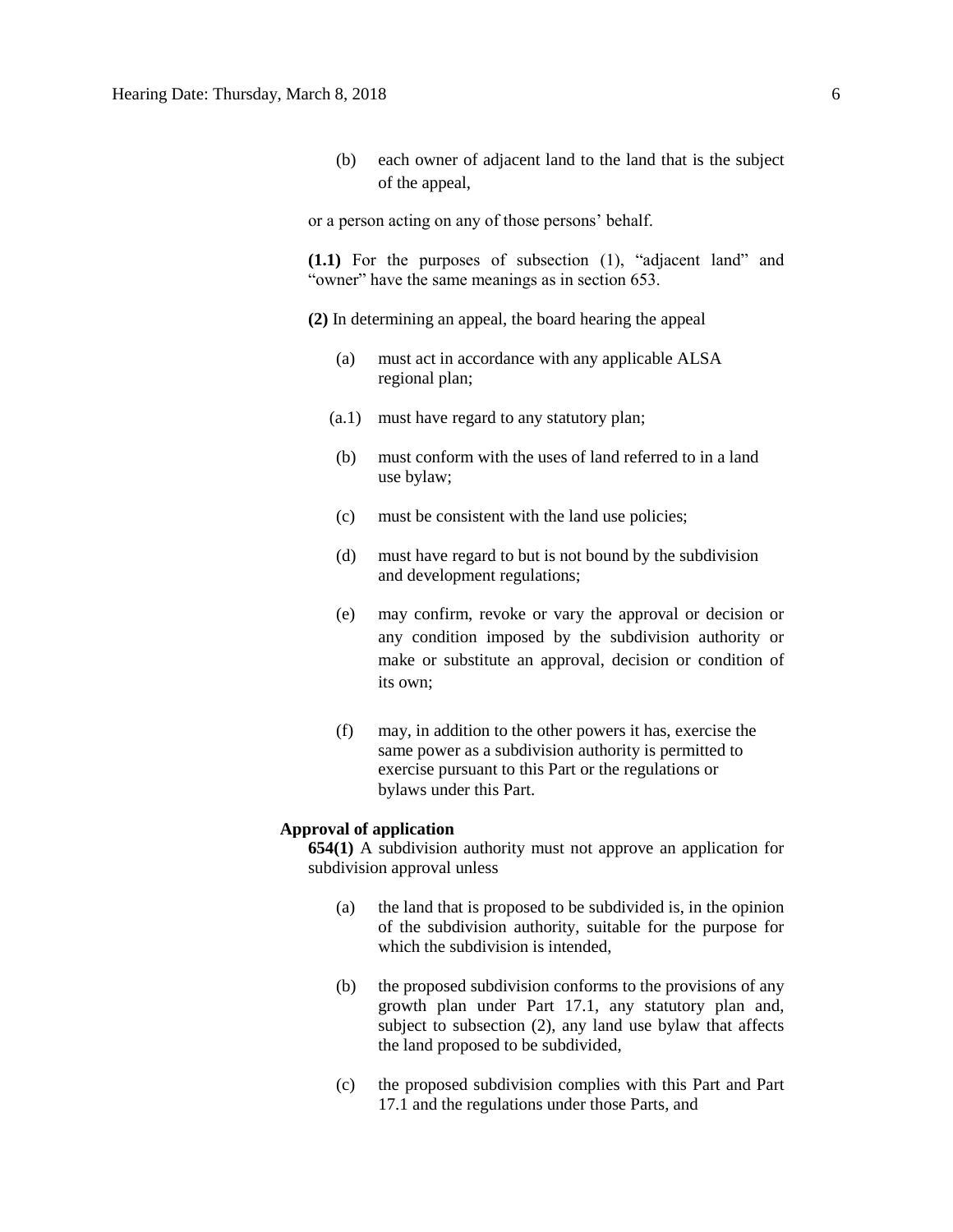(b) each owner of adjacent land to the land that is the subject of the appeal,

or a person acting on any of those persons' behalf.

**(1.1)** For the purposes of subsection (1), "adjacent land" and "owner" have the same meanings as in section 653.

**(2)** In determining an appeal, the board hearing the appeal

(a) must act in accordance with any applicable ALSA regional plan;

(a.1) must have regard to any statutory plan;

(b) must conform with the uses of land referred to in a land use bylaw;

(c) must be consistent with the land use policies;

(d) must have regard to but is not bound by the subdivision and development regulations;

(e) may confirm, revoke or vary the approval or decision or any condition imposed by the subdivision authority or make or substitute an approval, decision or condition of its own;

(f) may, in addition to the other powers it has, exercise the same power as a subdivision authority is permitted to exercise pursuant to this Part or the regulations or bylaws under this Part.

**Approval of application**

**654(1)** A subdivision authority must not approve an application for subdivision approval unless

(a) the land that is proposed to be subdivided is, in the opinion of the subdivision authority, suitable for the purpose for which the subdivision is intended,

(b) the proposed subdivision conforms to the provisions of any growth plan under Part 17.1, any statutory plan and, subject to subsection (2), any land use bylaw that affects the land proposed to be subdivided,

(c) the proposed subdivision complies with this Part and Part 17.1 and the regulations under those Parts, and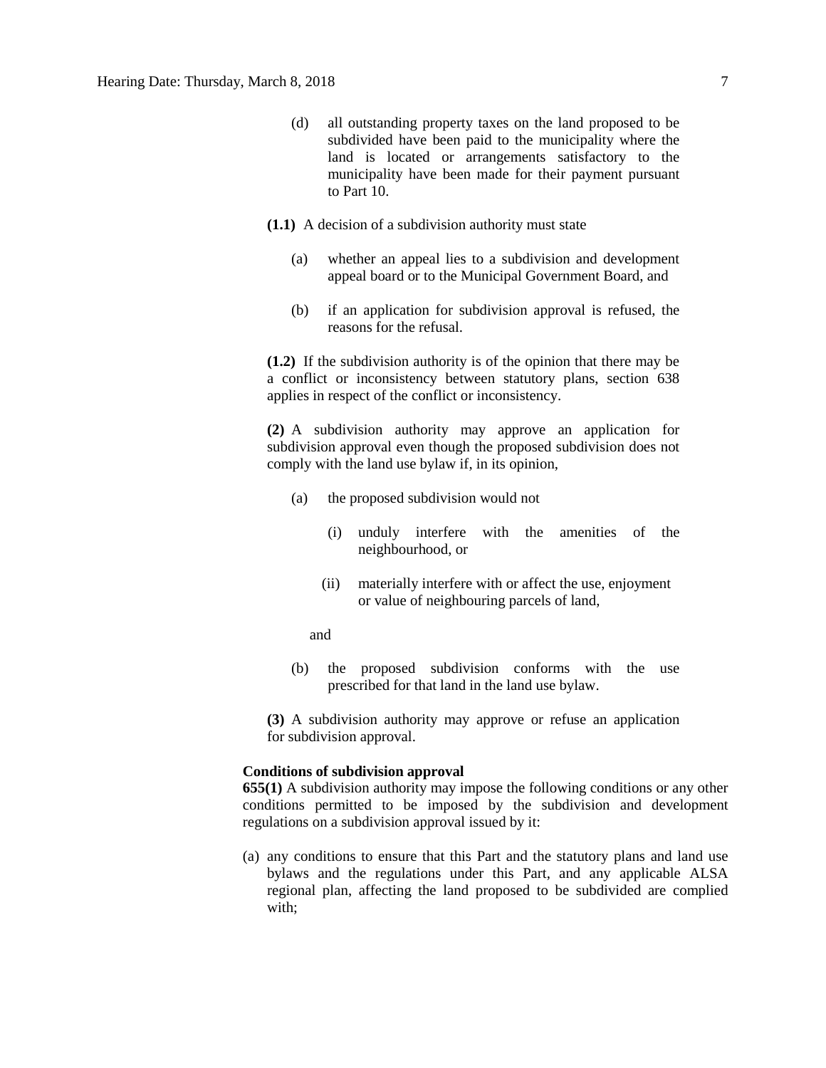(d) all outstanding property taxes on the land proposed to be subdivided have been paid to the municipality where the land is located or arrangements satisfactory to the municipality have been made for their payment pursuant to Part 10.

**(1.1)** A decision of a subdivision authority must state

(a) whether an appeal lies to a subdivision and development appeal board or to the Municipal Government Board, and

(b) if an application for subdivision approval is refused, the reasons for the refusal.

**(1.2)** If the subdivision authority is of the opinion that there may be a conflict or inconsistency between statutory plans, section 638 applies in respect of the conflict or inconsistency.

**(2)** A subdivision authority may approve an application for subdivision approval even though the proposed subdivision does not comply with the land use bylaw if, in its opinion,

(a) the proposed subdivision would not

(i) unduly interfere with the amenities of the neighbourhood, or

(ii) materially interfere with or affect the use, enjoyment or value of neighbouring parcels of land,

and

(b) the proposed subdivision conforms with the use prescribed for that land in the land use bylaw.

**(3)** A subdivision authority may approve or refuse an application for subdivision approval.

**Conditions of subdivision approval**

**655(1)** A subdivision authority may impose the following conditions or any other conditions permitted to be imposed by the subdivision and development regulations on a subdivision approval issued by it:

(a) any conditions to ensure that this Part and the statutory plans and land use bylaws and the regulations under this Part, and any applicable ALSA regional plan, affecting the land proposed to be subdivided are complied with;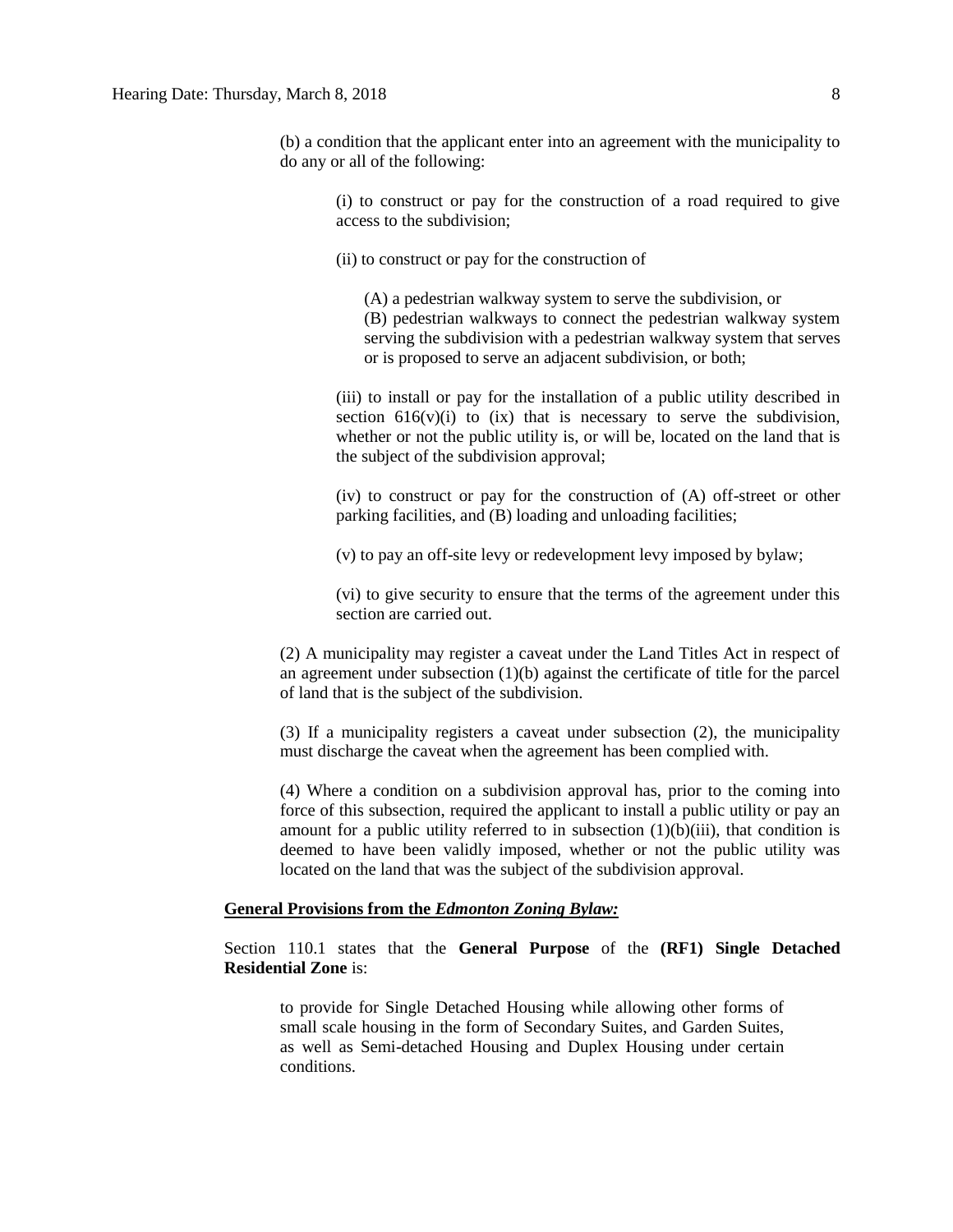(b) a condition that the applicant enter into an agreement with the municipality to do any or all of the following:

> (i) to construct or pay for the construction of a road required to give access to the subdivision;
>
> (ii) to construct or pay for the construction of
>
> > (A) a pedestrian walkway system to serve the subdivision, or
> > (B) pedestrian walkways to connect the pedestrian walkway system serving the subdivision with a pedestrian walkway system that serves or is proposed to serve an adjacent subdivision, or both;
>
> (iii) to install or pay for the installation of a public utility described in section 616(v)(i) to (ix) that is necessary to serve the subdivision, whether or not the public utility is, or will be, located on the land that is the subject of the subdivision approval;
>
> (iv) to construct or pay for the construction of (A) off-street or other parking facilities, and (B) loading and unloading facilities;
>
> (v) to pay an off-site levy or redevelopment levy imposed by bylaw;
>
> (vi) to give security to ensure that the terms of the agreement under this section are carried out.

(2) A municipality may register a caveat under the Land Titles Act in respect of an agreement under subsection (1)(b) against the certificate of title for the parcel of land that is the subject of the subdivision.

(3) If a municipality registers a caveat under subsection (2), the municipality must discharge the caveat when the agreement has been complied with.

(4) Where a condition on a subdivision approval has, prior to the coming into force of this subsection, required the applicant to install a public utility or pay an amount for a public utility referred to in subsection (1)(b)(iii), that condition is deemed to have been validly imposed, whether or not the public utility was located on the land that was the subject of the subdivision approval.

**General Provisions from the *Edmonton Zoning Bylaw:***

Section 110.1 states that the **General Purpose** of the **(RF1) Single Detached Residential Zone** is:

> to provide for Single Detached Housing while allowing other forms of small scale housing in the form of Secondary Suites, and Garden Suites, as well as Semi-detached Housing and Duplex Housing under certain conditions.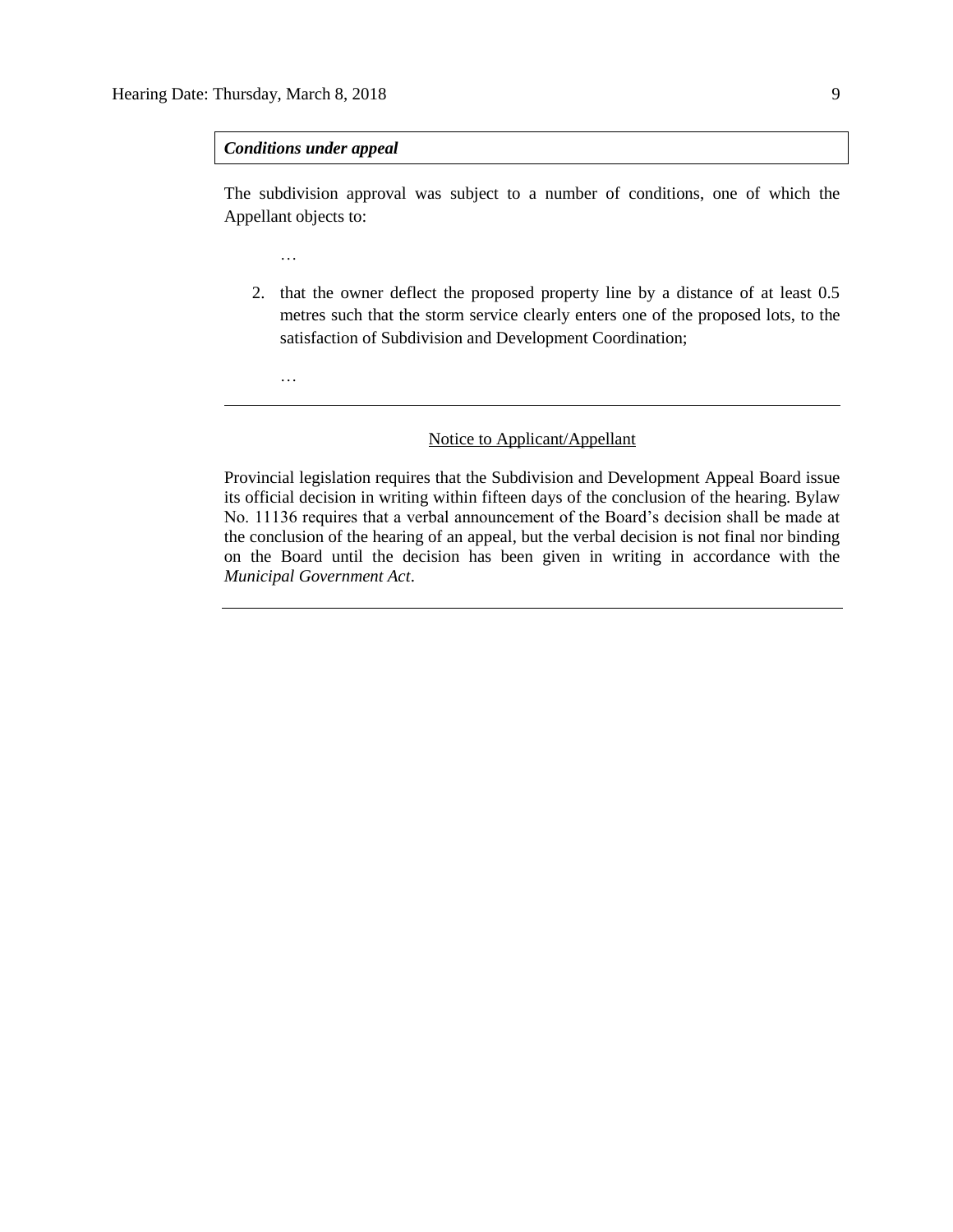***Conditions under appeal***

The subdivision approval was subject to a number of conditions, one of which the Appellant objects to:

…

2. that the owner deflect the proposed property line by a distance of at least 0.5 metres such that the storm service clearly enters one of the proposed lots, to the satisfaction of Subdivision and Development Coordination;

…

---

Notice to Applicant/Appellant

Provincial legislation requires that the Subdivision and Development Appeal Board issue its official decision in writing within fifteen days of the conclusion of the hearing. Bylaw No. 11136 requires that a verbal announcement of the Board's decision shall be made at the conclusion of the hearing of an appeal, but the verbal decision is not final nor binding on the Board until the decision has been given in writing in accordance with the *Municipal Government Act*.

---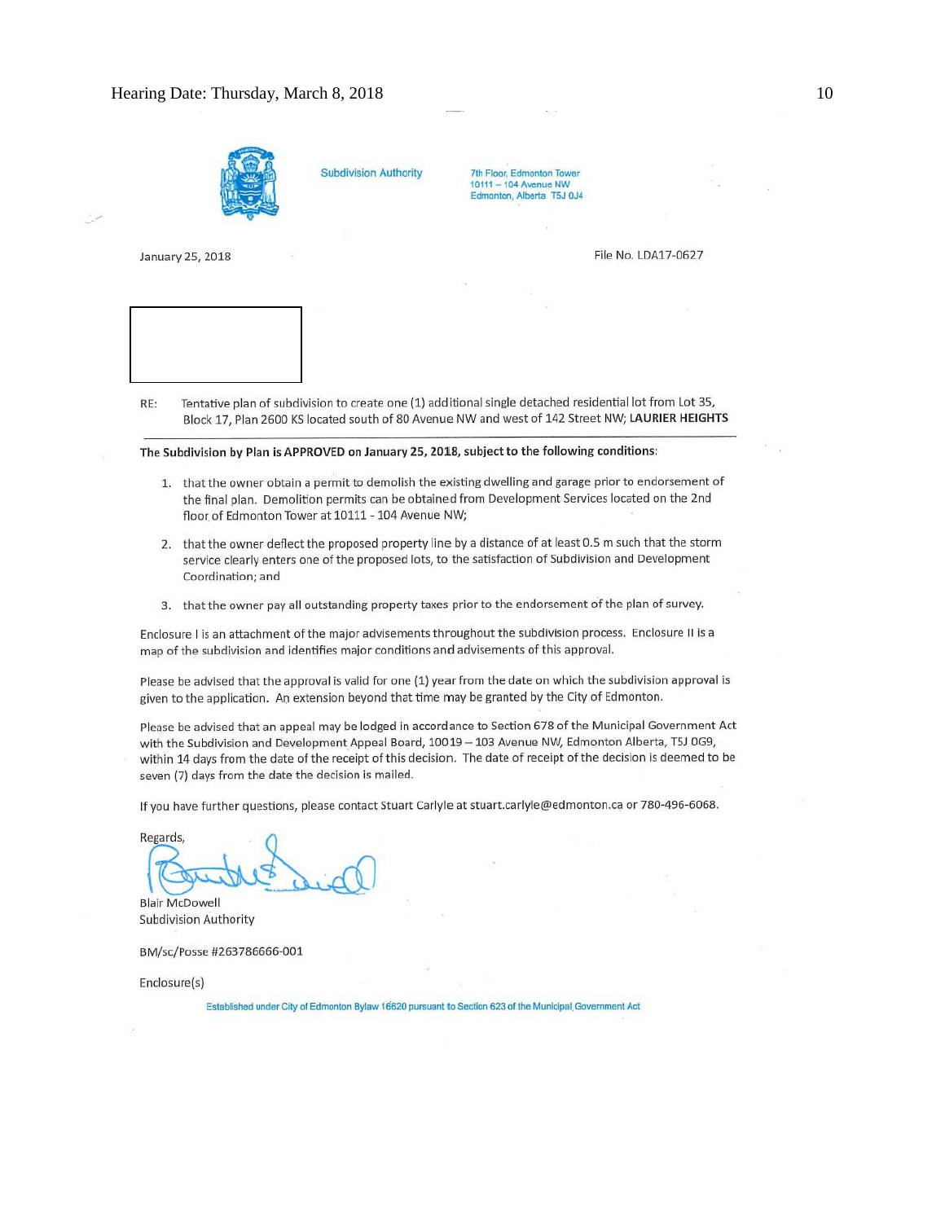Subdivision Authority

7th Floor, Edmonton Tower
10111 – 104 Avenue NW
Edmonton, Alberta T5J 0J4

January 25, 2018

File No. LDA17-0627

RE: Tentative plan of subdivision to create one (1) additional single detached residential lot from Lot 35, Block 17, Plan 2600 KS located south of 80 Avenue NW and west of 142 Street NW; **LAURIER HEIGHTS**

---

**The Subdivision by Plan is APPROVED on January 25, 2018, subject to the following conditions:**

1. that the owner obtain a permit to demolish the existing dwelling and garage prior to endorsement of the final plan. Demolition permits can be obtained from Development Services located on the 2nd floor of Edmonton Tower at 10111 - 104 Avenue NW;
2. that the owner deflect the proposed property line by a distance of at least 0.5 m such that the storm service clearly enters one of the proposed lots, to the satisfaction of Subdivision and Development Coordination; and
3. that the owner pay all outstanding property taxes prior to the endorsement of the plan of survey.

Enclosure I is an attachment of the major advisements throughout the subdivision process. Enclosure II is a map of the subdivision and identifies major conditions and advisements of this approval.

Please be advised that the approval is valid for one (1) year from the date on which the subdivision approval is given to the application. An extension beyond that time may be granted by the City of Edmonton.

Please be advised that an appeal may be lodged in accordance to Section 678 of the Municipal Government Act with the Subdivision and Development Appeal Board, 10019 – 103 Avenue NW, Edmonton Alberta, T5J 0G9, within 14 days from the date of the receipt of this decision. The date of receipt of the decision is deemed to be seven (7) days from the date the decision is mailed.

If you have further questions, please contact Stuart Carlyle at stuart.carlyle@edmonton.ca or 780-496-6068.

Regards,

Blair McDowell
Subdivision Authority

BM/sc/Posse #263786666-001

Enclosure(s)

Established under City of Edmonton Bylaw 16620 pursuant to Section 623 of the Municipal Government Act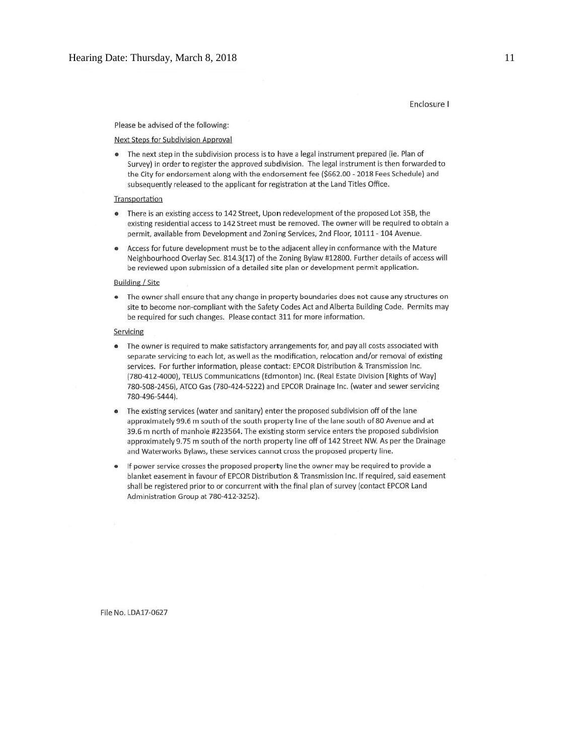Enclosure I

Please be advised of the following:

Next Steps for Subdivision Approval

- The next step in the subdivision process is to have a legal instrument prepared (ie. Plan of Survey) in order to register the approved subdivision. The legal instrument is then forwarded to the City for endorsement along with the endorsement fee ($662.00 - 2018 Fees Schedule) and subsequently released to the applicant for registration at the Land Titles Office.

Transportation

- There is an existing access to 142 Street, Upon redevelopment of the proposed Lot 35B, the existing residential access to 142 Street must be removed. The owner will be required to obtain a permit, available from Development and Zoning Services, 2nd Floor, 10111 - 104 Avenue.
- Access for future development must be to the adjacent alley in conformance with the Mature Neighbourhood Overlay Sec. 814.3(17) of the Zoning Bylaw #12800. Further details of access will be reviewed upon submission of a detailed site plan or development permit application.

Building / Site

- The owner shall ensure that any change in property boundaries does not cause any structures on site to become non-compliant with the Safety Codes Act and Alberta Building Code. Permits may be required for such changes. Please contact 311 for more information.

Servicing

- The owner is required to make satisfactory arrangements for, and pay all costs associated with separate servicing to each lot, as well as the modification, relocation and/or removal of existing services. For further information, please contact: EPCOR Distribution & Transmission Inc. (780-412-4000), TELUS Communications (Edmonton) Inc. (Real Estate Division [Rights of Way] 780-508-2456), ATCO Gas (780-424-5222) and EPCOR Drainage Inc. (water and sewer servicing 780-496-5444).
- The existing services (water and sanitary) enter the proposed subdivision off of the lane approximately 99.6 m south of the south property line of the lane south of 80 Avenue and at 39.6 m north of manhole #223564. The existing storm service enters the proposed subdivision approximately 9.75 m south of the north property line off of 142 Street NW. As per the Drainage and Waterworks Bylaws, these services cannot cross the proposed property line.
- If power service crosses the proposed property line the owner may be required to provide a blanket easement in favour of EPCOR Distribution & Transmission Inc. If required, said easement shall be registered prior to or concurrent with the final plan of survey (contact EPCOR Land Administration Group at 780-412-3252).

File No. LDA17-0627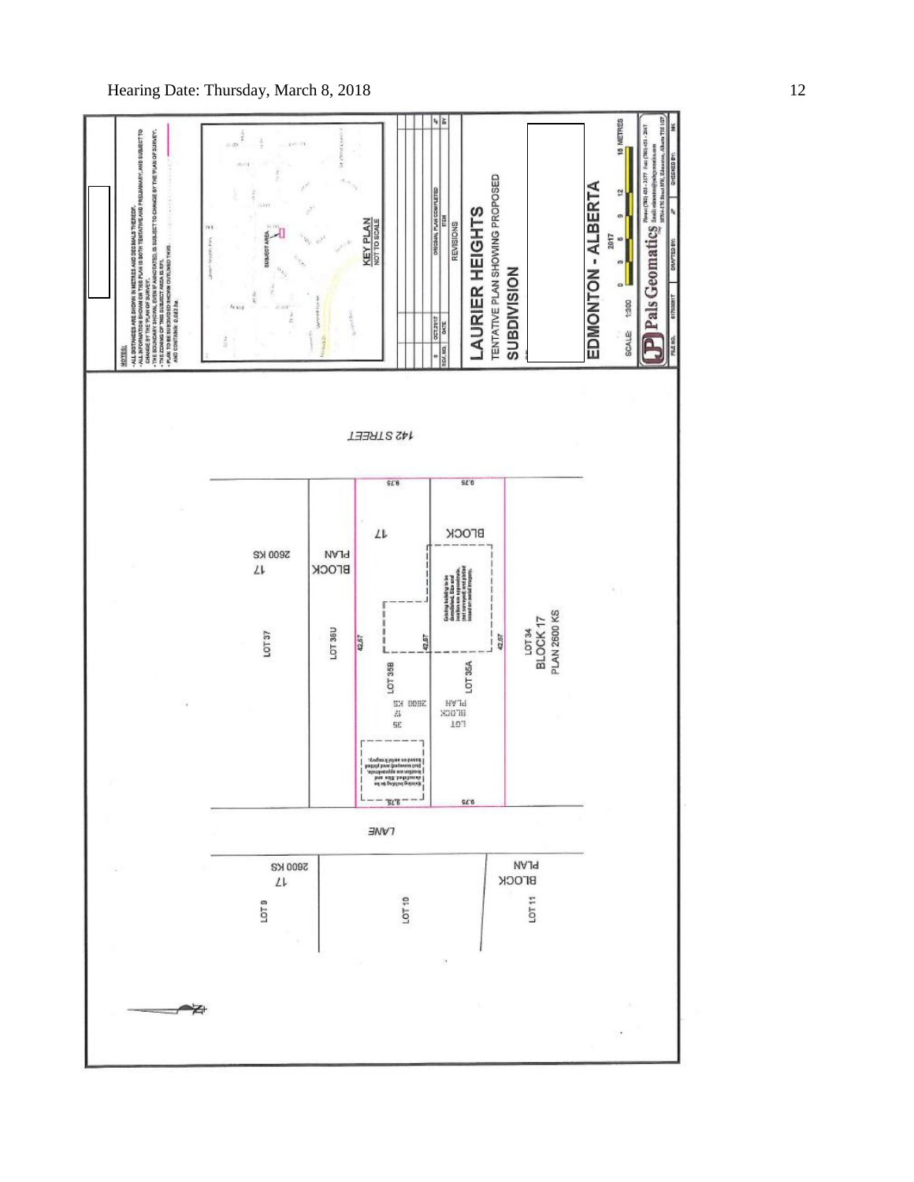**NOTES:**

- ALL DISTANCES ARE SHOWN IN METRES AND DECIMALS THEREOF.
- ALL INFORMATION SHOWN ON THIS PLAN IS BOTH TENTATIVE AND PRELIMINARY, AND SUBJECT TO CHANGE BY THE PLAN OF SURVEY.
- THE BOUNDARY SHOWN, EVEN IF ANNOTATED, IS SUBJECT TO CHANGE BY THE PLAN OF SURVEY.
- THE ZONING OF THIS SUBJECT AREA IS RF1.
- PLAN TO BE SUBDIVIDED SHOWN OUTLINED THUS AND CONTAINS 0.083 ha.

**KEY PLAN**
NOT TO SCALE

SUBJECT AREA

| REV. NO. | DATE | ITEM | BY |
|---|---|---|---|
| 0 | OCT.31/17 | ORIGINAL PLAN COMPLETED | JF |

REVISIONS

**LAURIER HEIGHTS**
TENTATIVE PLAN SHOWING PROPOSED SUBDIVISION

**EDMONTON - ALBERTA**
2017

SCALE: 1:300 — 0 3 6 9 12 15 METRES

Pals Geomatics

FILE NO. 6170028T | DRAFTED BY: JF | CHECKED BY: MK

142 STREET

LANE

LOT 37, BLOCK 17, PLAN 2600 KS

LOT 36U, BLOCK 17, PLAN

LOT 35B

LOT 35A

LOT 35, BLOCK 17, PLAN 2600 KS

LOT 34, BLOCK 17, PLAN 2600 KS

LOT 9, BLOCK 17, PLAN 2600 KS

LOT 10

LOT 11, BLOCK PLAN

9.75 | 9.75 | 42.67 | 42.67 | 42.67 | 9.75 | 9.75

Existing building to be demolished. Size and location are approximate, (not surveyed) and plotted based on aerial imagery.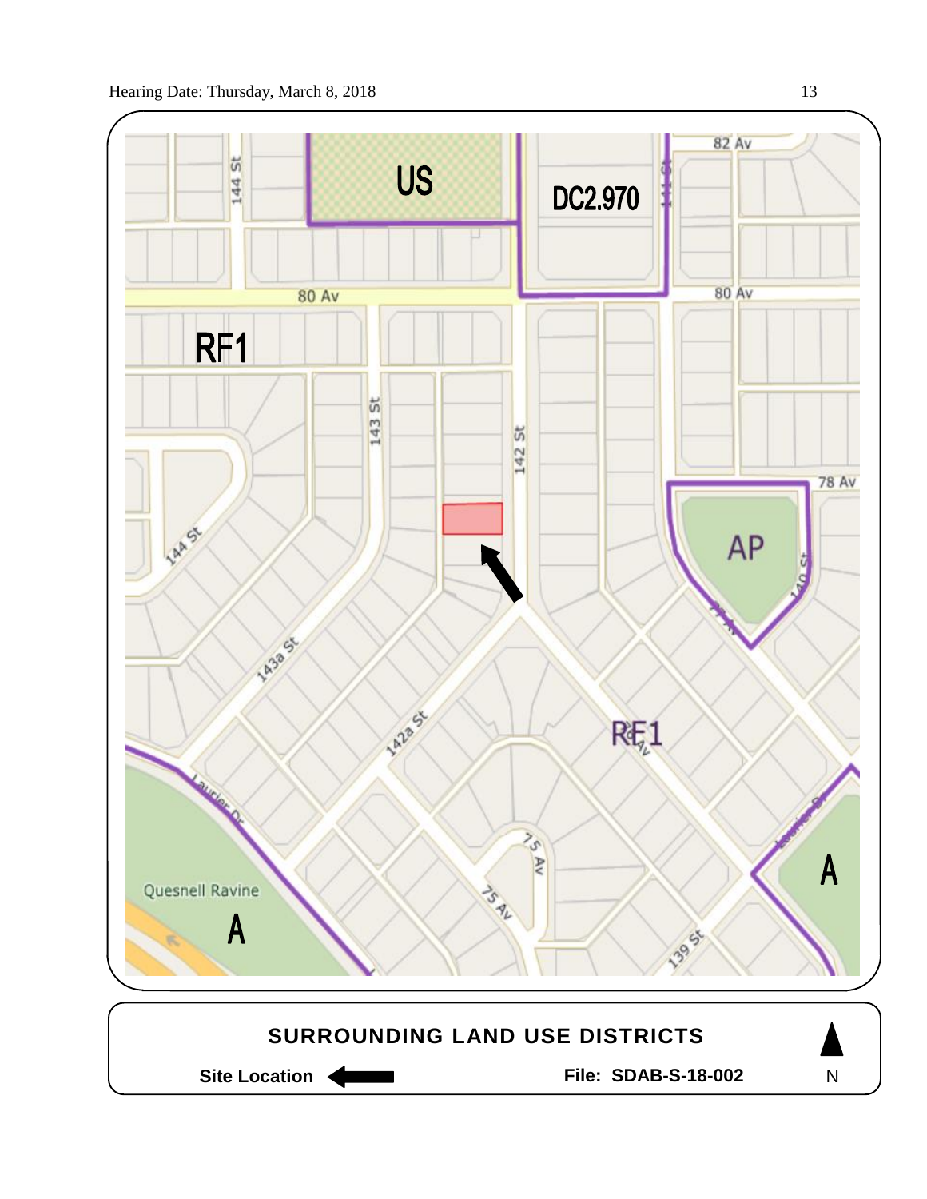US

DC2.970

RF1

AP

RF1

A

A

82 Av

80 Av

80 Av

78 Av

144 St

141 St

143 St

142 St

144 St

143a St

142a St

140 St

77 Av

76 Av

75 Av

75 Av

139 St

Laurier Dr

Laurier Dr

Quesnell Ravine

**SURROUNDING LAND USE DISTRICTS**

**Site Location** ←

**File: SDAB-S-18-002**

N